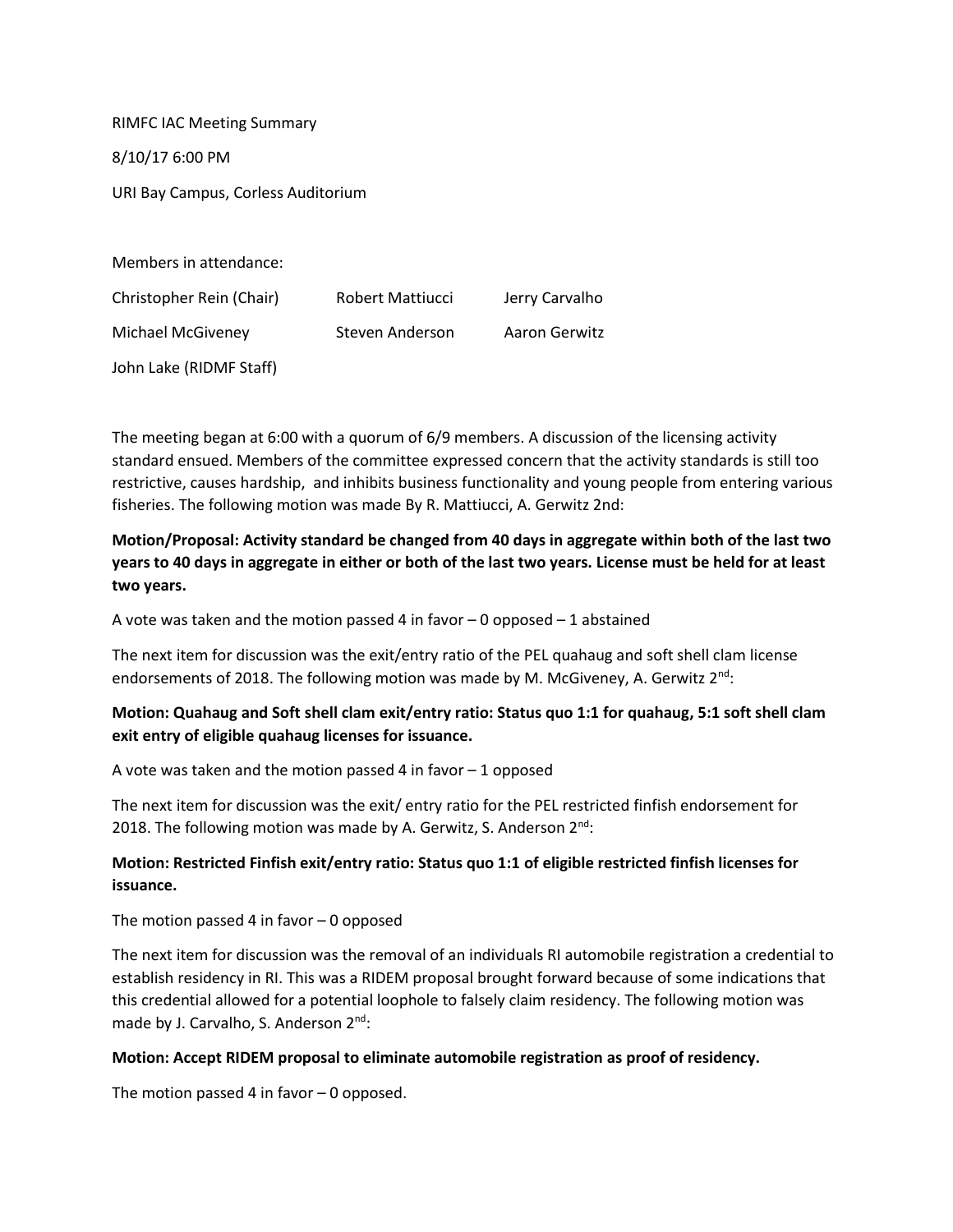RIMFC IAC Meeting Summary

8/10/17 6:00 PM

URI Bay Campus, Corless Auditorium

Members in attendance:

| | | |
|---|---|---|
| Christopher Rein (Chair) | Robert Mattiucci | Jerry Carvalho |
| Michael McGiveney | Steven Anderson | Aaron Gerwitz |
| John Lake (RIDMF Staff) | | |

The meeting began at 6:00 with a quorum of 6/9 members. A discussion of the licensing activity standard ensued. Members of the committee expressed concern that the activity standards is still too restrictive, causes hardship, and inhibits business functionality and young people from entering various fisheries. The following motion was made By R. Mattiucci, A. Gerwitz 2nd:

**Motion/Proposal: Activity standard be changed from 40 days in aggregate within both of the last two years to 40 days in aggregate in either or both of the last two years. License must be held for at least two years.**

A vote was taken and the motion passed 4 in favor – 0 opposed – 1 abstained

The next item for discussion was the exit/entry ratio of the PEL quahaug and soft shell clam license endorsements of 2018. The following motion was made by M. McGiveney, A. Gerwitz 2nd:

**Motion: Quahaug and Soft shell clam exit/entry ratio: Status quo 1:1 for quahaug, 5:1 soft shell clam exit entry of eligible quahaug licenses for issuance.**

A vote was taken and the motion passed 4 in favor – 1 opposed

The next item for discussion was the exit/ entry ratio for the PEL restricted finfish endorsement for 2018. The following motion was made by A. Gerwitz, S. Anderson 2nd:

**Motion: Restricted Finfish exit/entry ratio: Status quo 1:1 of eligible restricted finfish licenses for issuance.**

The motion passed 4 in favor – 0 opposed

The next item for discussion was the removal of an individuals RI automobile registration a credential to establish residency in RI. This was a RIDEM proposal brought forward because of some indications that this credential allowed for a potential loophole to falsely claim residency. The following motion was made by J. Carvalho, S. Anderson 2nd:

**Motion: Accept RIDEM proposal to eliminate automobile registration as proof of residency.**

The motion passed 4 in favor – 0 opposed.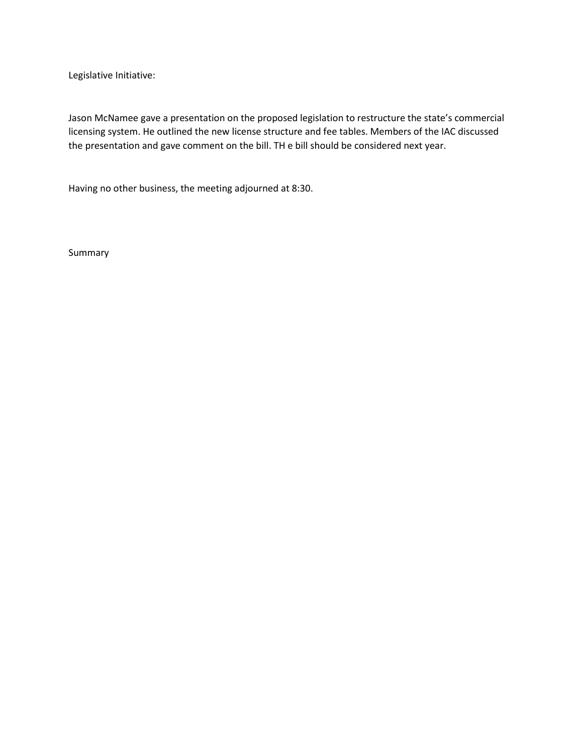Legislative Initiative:

Jason McNamee gave a presentation on the proposed legislation to restructure the state's commercial licensing system. He outlined the new license structure and fee tables. Members of the IAC discussed the presentation and gave comment on the bill. TH e bill should be considered next year.

Having no other business, the meeting adjourned at 8:30.

Summary